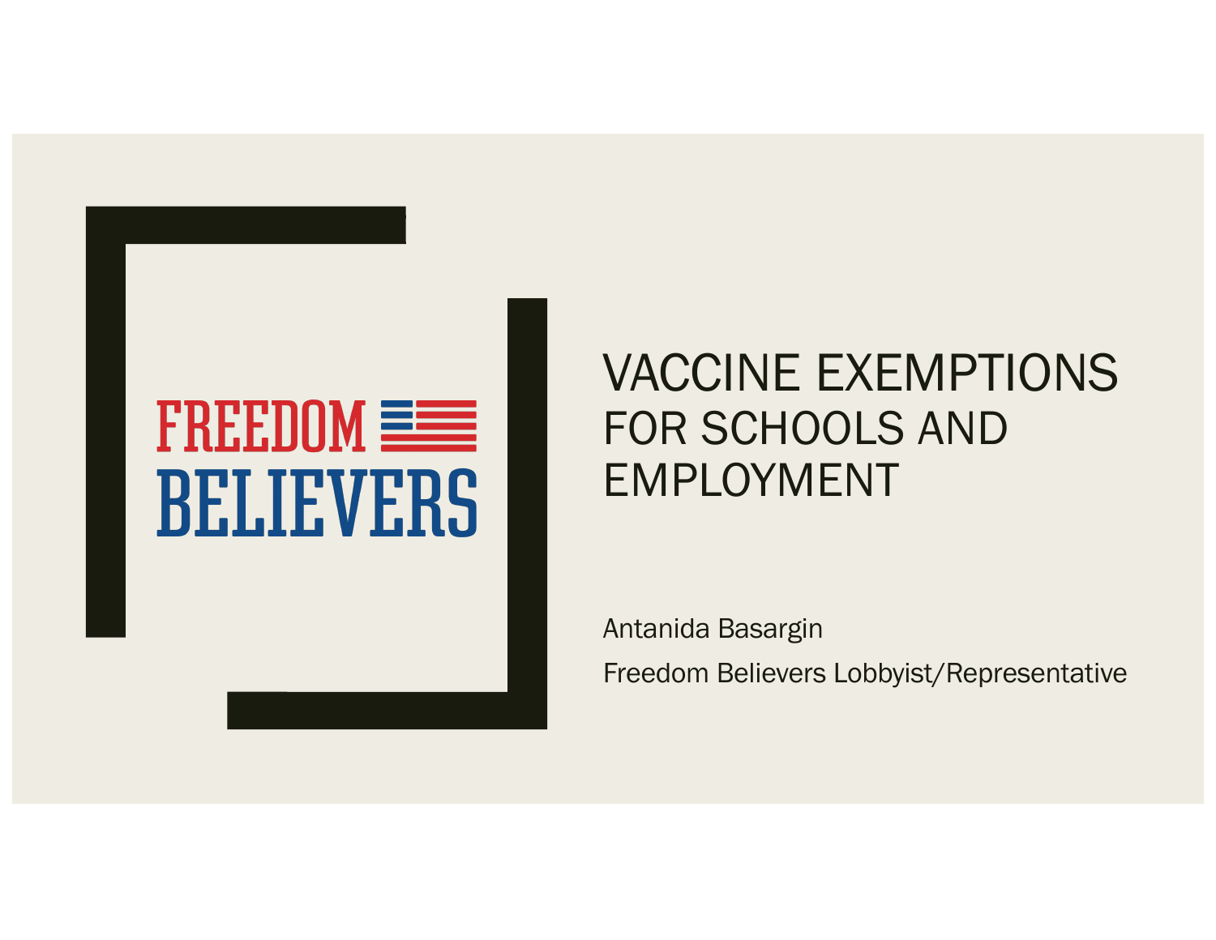FREEDOM BELIEVERS

# VACCINE EXEMPTIONS FOR SCHOOLS AND EMPLOYMENT

Antanida Basargin

Freedom Believers Lobbyist/Representative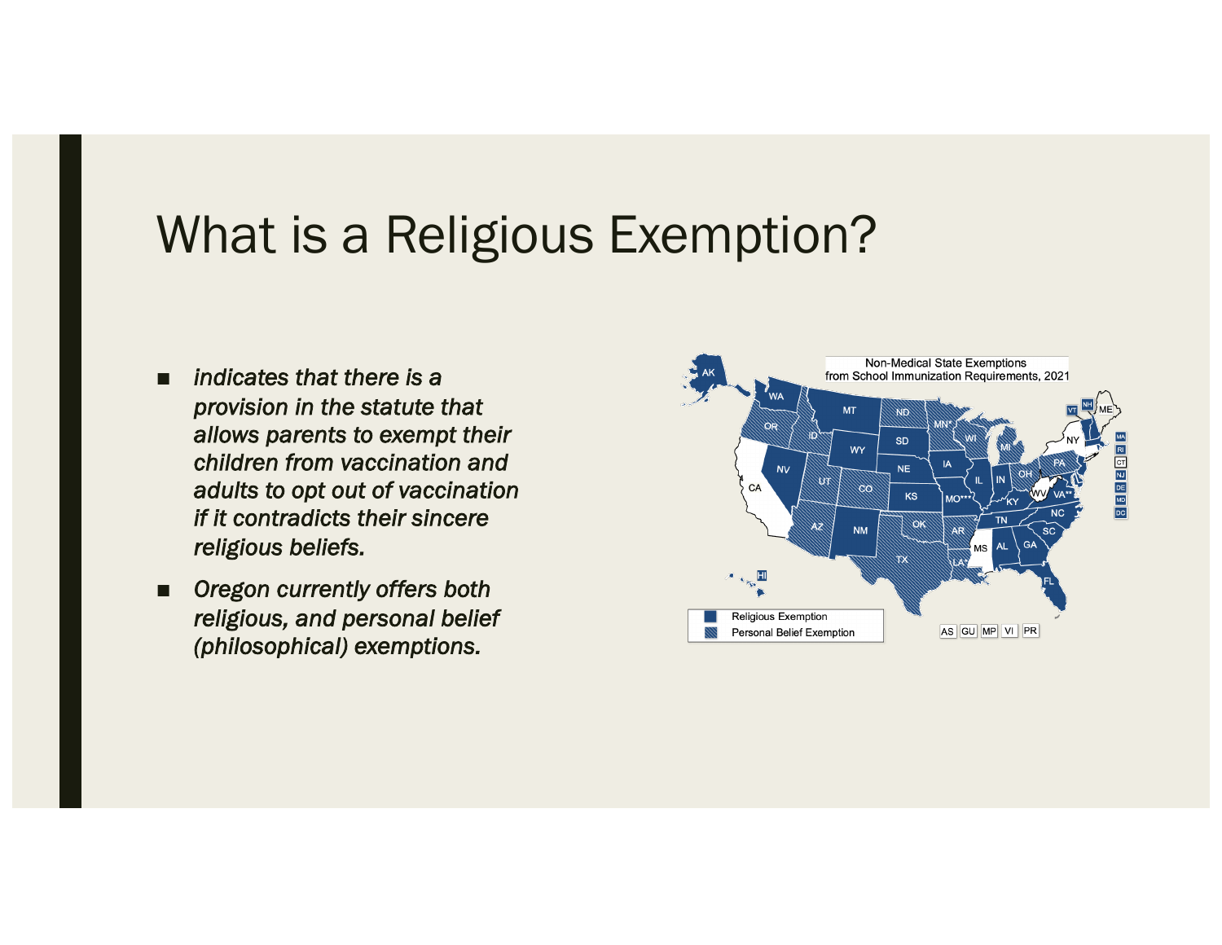# What is a Religious Exemption?

- *indicates that there is a provision in the statute that allows parents to exempt their children from vaccination and adults to opt out of vaccination if it contradicts their sincere religious beliefs.*
- *Oregon currently offers both religious, and personal belief (philosophical) exemptions.*

Non-Medical State Exemptions from School Immunization Requirements, 2021

Religious Exemption

Personal Belief Exemption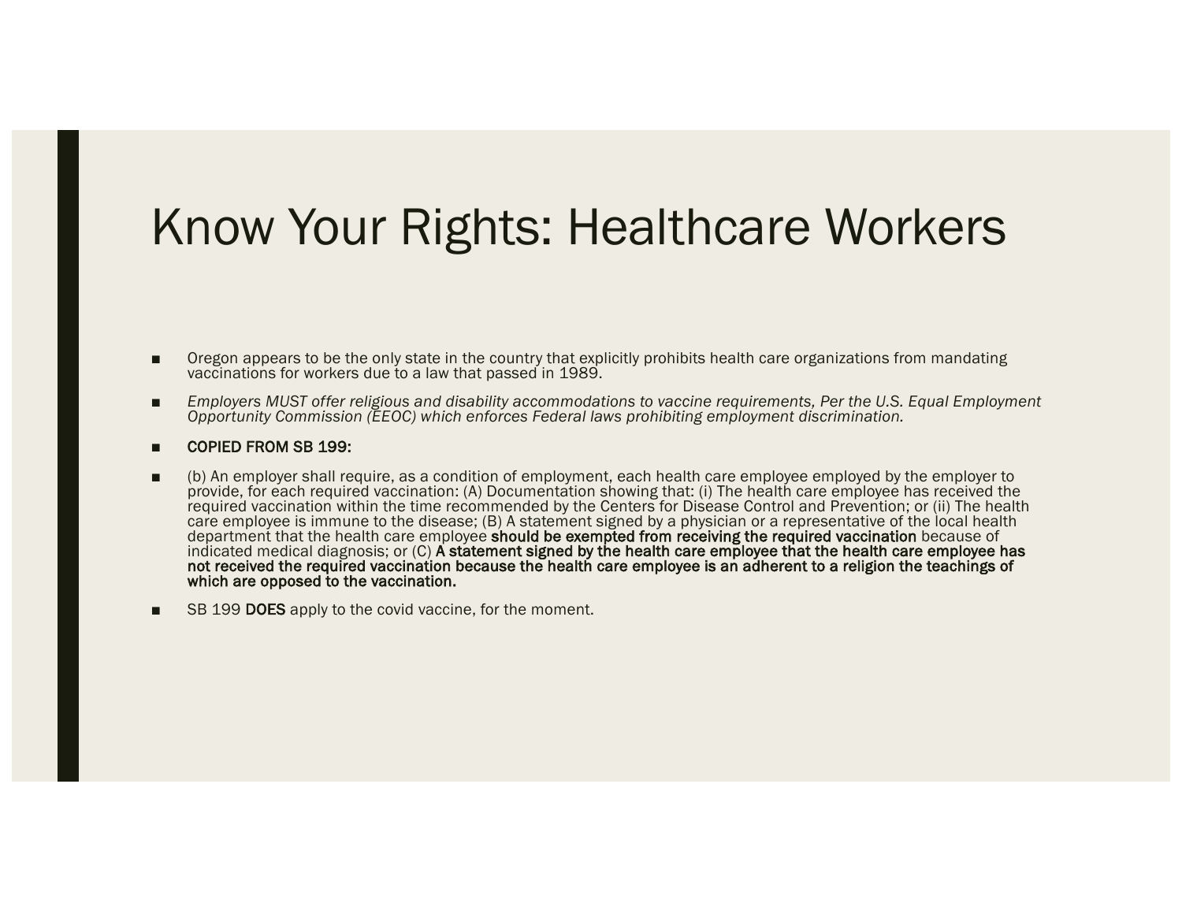# Know Your Rights: Healthcare Workers

- Oregon appears to be the only state in the country that explicitly prohibits health care organizations from mandating vaccinations for workers due to a law that passed in 1989.
- *Employers MUST offer religious and disability accommodations to vaccine requirements, Per the U.S. Equal Employment Opportunity Commission (EEOC) which enforces Federal laws prohibiting employment discrimination.*
- **COPIED FROM SB 199:**
- (b) An employer shall require, as a condition of employment, each health care employee employed by the employer to provide, for each required vaccination: (A) Documentation showing that: (i) The health care employee has received the required vaccination within the time recommended by the Centers for Disease Control and Prevention; or (ii) The health care employee is immune to the disease; (B) A statement signed by a physician or a representative of the local health department that the health care employee **should be exempted from receiving the required vaccination** because of indicated medical diagnosis; or (C) **A statement signed by the health care employee that the health care employee has not received the required vaccination because the health care employee is an adherent to a religion the teachings of which are opposed to the vaccination.**
- SB 199 **DOES** apply to the covid vaccine, for the moment.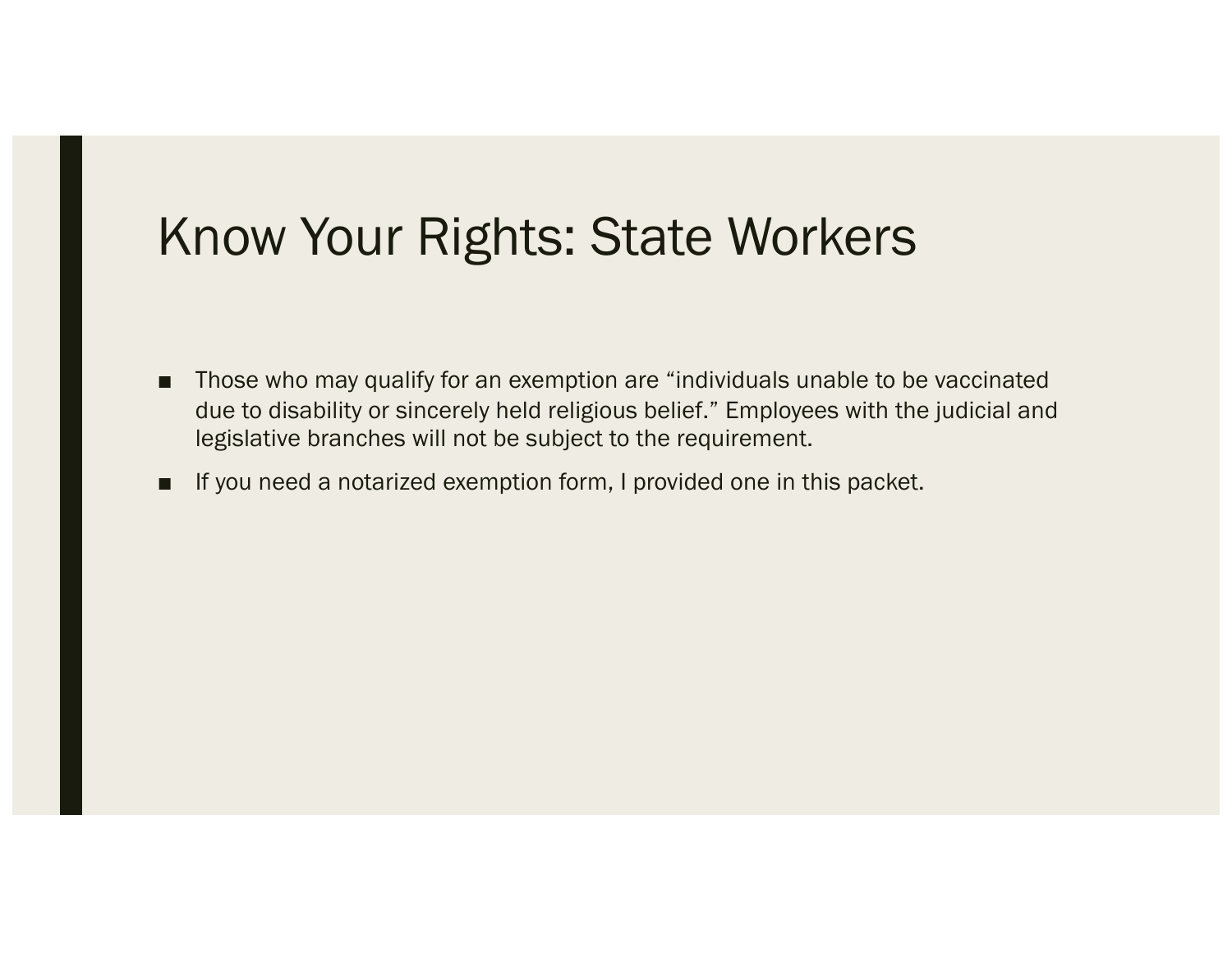# Know Your Rights: State Workers

- Those who may qualify for an exemption are “individuals unable to be vaccinated due to disability or sincerely held religious belief.” Employees with the judicial and legislative branches will not be subject to the requirement.
- If you need a notarized exemption form, I provided one in this packet.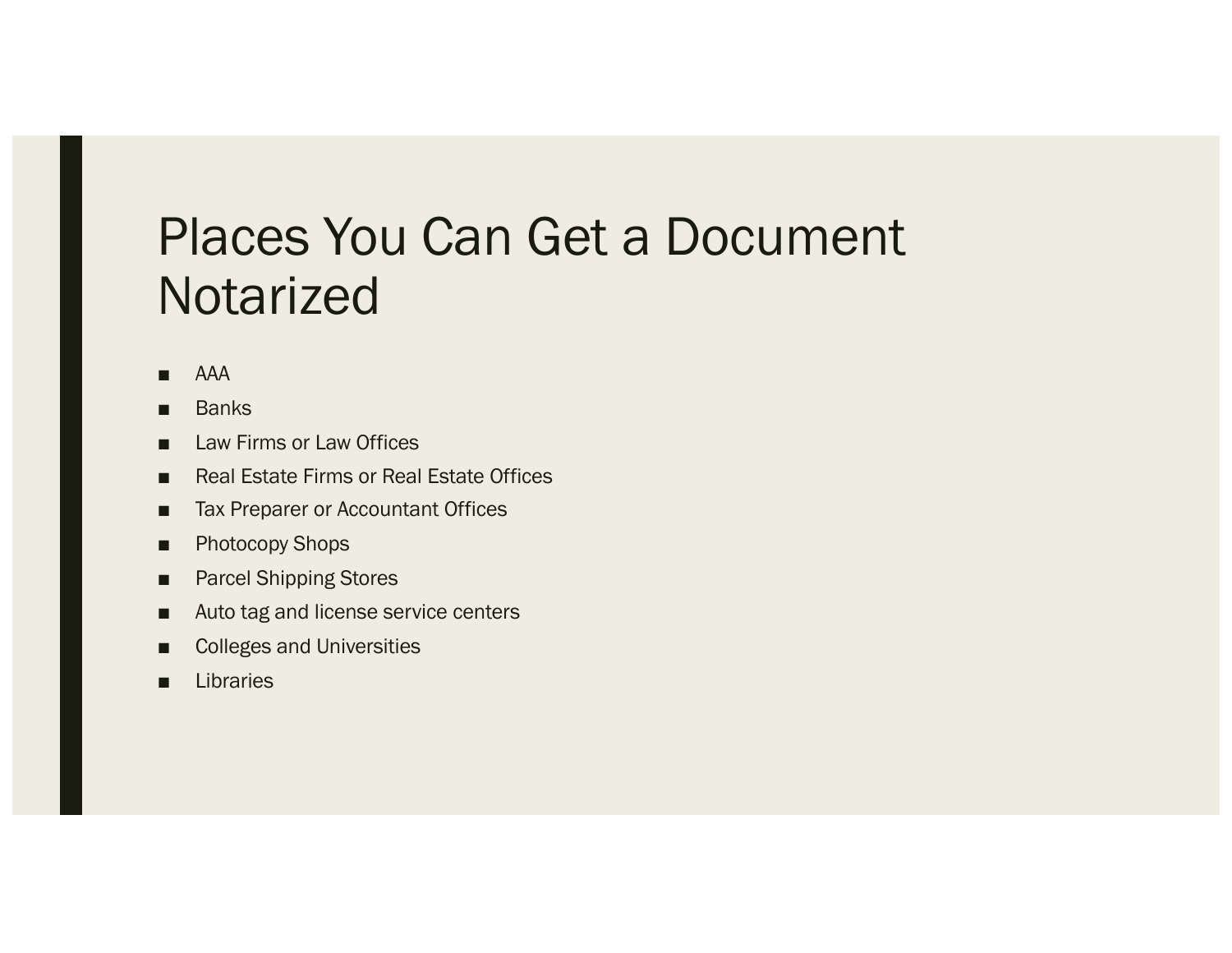# Places You Can Get a Document Notarized

- AAA
- Banks
- Law Firms or Law Offices
- Real Estate Firms or Real Estate Offices
- Tax Preparer or Accountant Offices
- Photocopy Shops
- Parcel Shipping Stores
- Auto tag and license service centers
- Colleges and Universities
- Libraries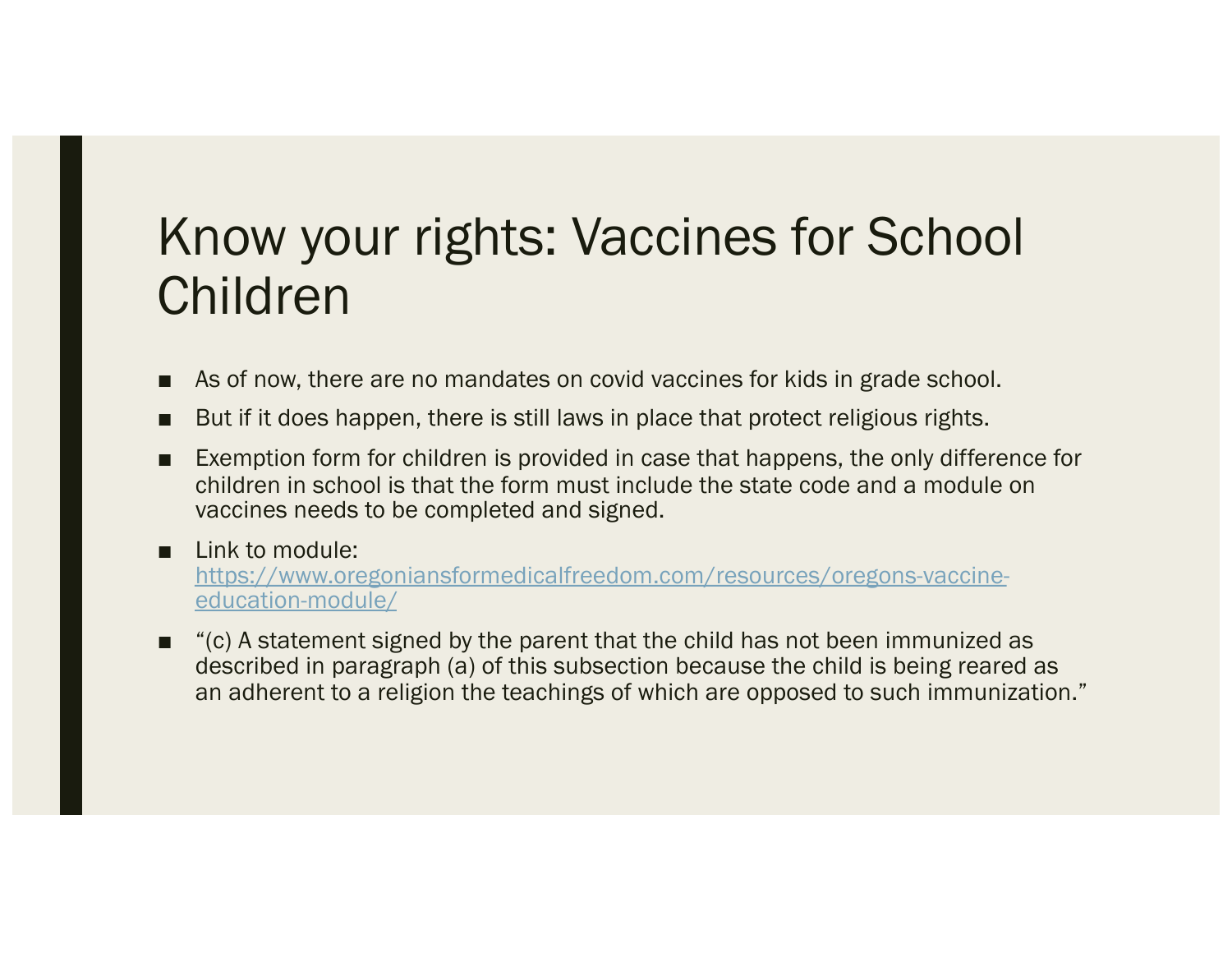# Know your rights: Vaccines for School Children

- As of now, there are no mandates on covid vaccines for kids in grade school.
- But if it does happen, there is still laws in place that protect religious rights.
- Exemption form for children is provided in case that happens, the only difference for children in school is that the form must include the state code and a module on vaccines needs to be completed and signed.
- Link to module: https://www.oregoniansformedicalfreedom.com/resources/oregons-vaccine-education-module/
- "(c) A statement signed by the parent that the child has not been immunized as described in paragraph (a) of this subsection because the child is being reared as an adherent to a religion the teachings of which are opposed to such immunization."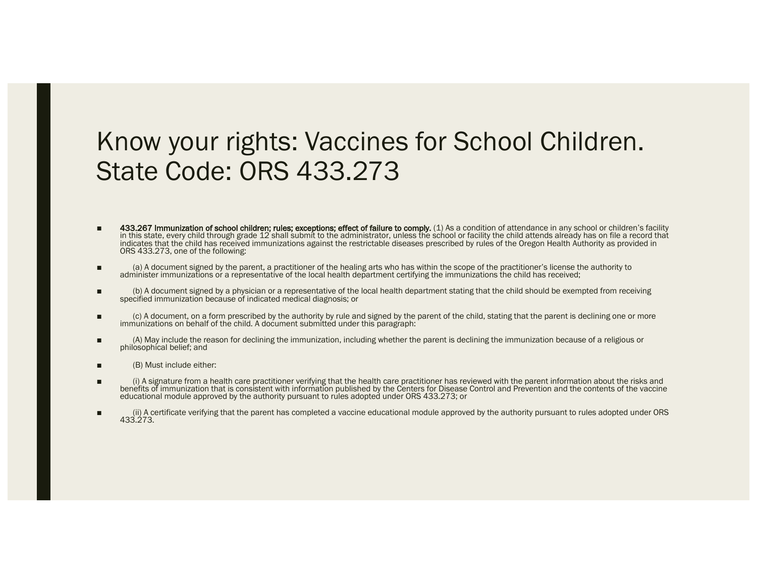# Know your rights: Vaccines for School Children. State Code: ORS 433.273

- **433.267 Immunization of school children; rules; exceptions; effect of failure to comply.** (1) As a condition of attendance in any school or children's facility in this state, every child through grade 12 shall submit to the administrator, unless the school or facility the child attends already has on file a record that indicates that the child has received immunizations against the restrictable diseases prescribed by rules of the Oregon Health Authority as provided in ORS 433.273, one of the following:
- (a) A document signed by the parent, a practitioner of the healing arts who has within the scope of the practitioner's license the authority to administer immunizations or a representative of the local health department certifying the immunizations the child has received;
- (b) A document signed by a physician or a representative of the local health department stating that the child should be exempted from receiving specified immunization because of indicated medical diagnosis; or
- (c) A document, on a form prescribed by the authority by rule and signed by the parent of the child, stating that the parent is declining one or more immunizations on behalf of the child. A document submitted under this paragraph:
- (A) May include the reason for declining the immunization, including whether the parent is declining the immunization because of a religious or philosophical belief; and
- (B) Must include either:
- (i) A signature from a health care practitioner verifying that the health care practitioner has reviewed with the parent information about the risks and benefits of immunization that is consistent with information published by the Centers for Disease Control and Prevention and the contents of the vaccine educational module approved by the authority pursuant to rules adopted under ORS 433.273; or
- (ii) A certificate verifying that the parent has completed a vaccine educational module approved by the authority pursuant to rules adopted under ORS 433.273.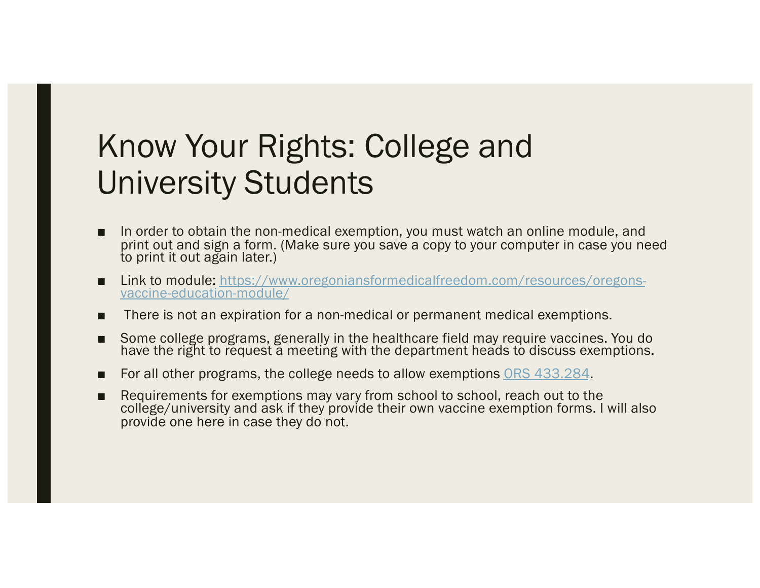# Know Your Rights: College and University Students

- In order to obtain the non-medical exemption, you must watch an online module, and print out and sign a form. (Make sure you save a copy to your computer in case you need to print it out again later.)
- Link to module: [https://www.oregoniansformedicalfreedom.com/resources/oregons-vaccine-education-module/](https://www.oregoniansformedicalfreedom.com/resources/oregons-vaccine-education-module/)
- There is not an expiration for a non-medical or permanent medical exemptions.
- Some college programs, generally in the healthcare field may require vaccines. You do have the right to request a meeting with the department heads to discuss exemptions.
- For all other programs, the college needs to allow exemptions ORS 433.284.
- Requirements for exemptions may vary from school to school, reach out to the college/university and ask if they provide their own vaccine exemption forms. I will also provide one here in case they do not.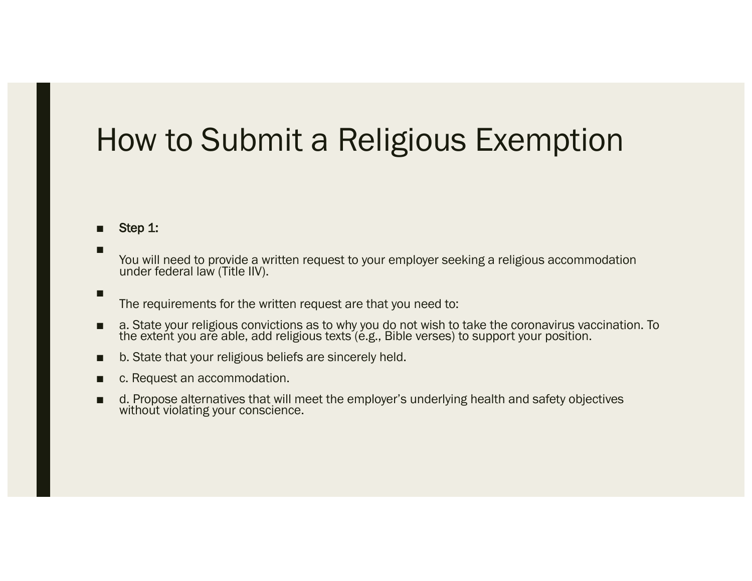# How to Submit a Religious Exemption

- **Step 1:**
- You will need to provide a written request to your employer seeking a religious accommodation under federal law (Title IIV).
- The requirements for the written request are that you need to:
- a. State your religious convictions as to why you do not wish to take the coronavirus vaccination. To the extent you are able, add religious texts (e.g., Bible verses) to support your position.
- b. State that your religious beliefs are sincerely held.
- c. Request an accommodation.
- d. Propose alternatives that will meet the employer's underlying health and safety objectives without violating your conscience.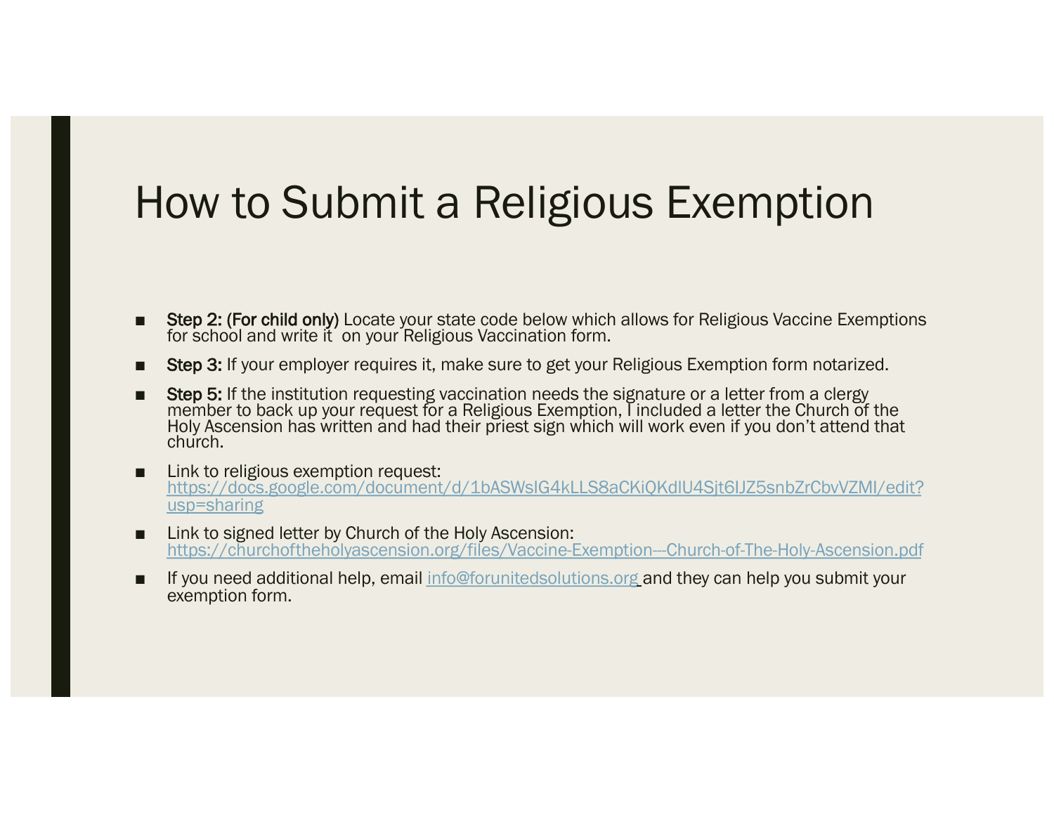# How to Submit a Religious Exemption

- **Step 2: (For child only)** Locate your state code below which allows for Religious Vaccine Exemptions for school and write it  on your Religious Vaccination form.
- **Step 3:** If your employer requires it, make sure to get your Religious Exemption form notarized.
- **Step 5:** If the institution requesting vaccination needs the signature or a letter from a clergy member to back up your request for a Religious Exemption, I included a letter the Church of the Holy Ascension has written and had their priest sign which will work even if you don't attend that church.
- Link to religious exemption request: https://docs.google.com/document/d/1bASWsIG4kLLS8aCKiQKdIU4Sjt6IJZ5snbZrCbvVZMI/edit?usp=sharing
- Link to signed letter by Church of the Holy Ascension: https://churchoftheholyascension.org/files/Vaccine-Exemption---Church-of-The-Holy-Ascension.pdf
- If you need additional help, email info@forunitedsolutions.org and they can help you submit your exemption form.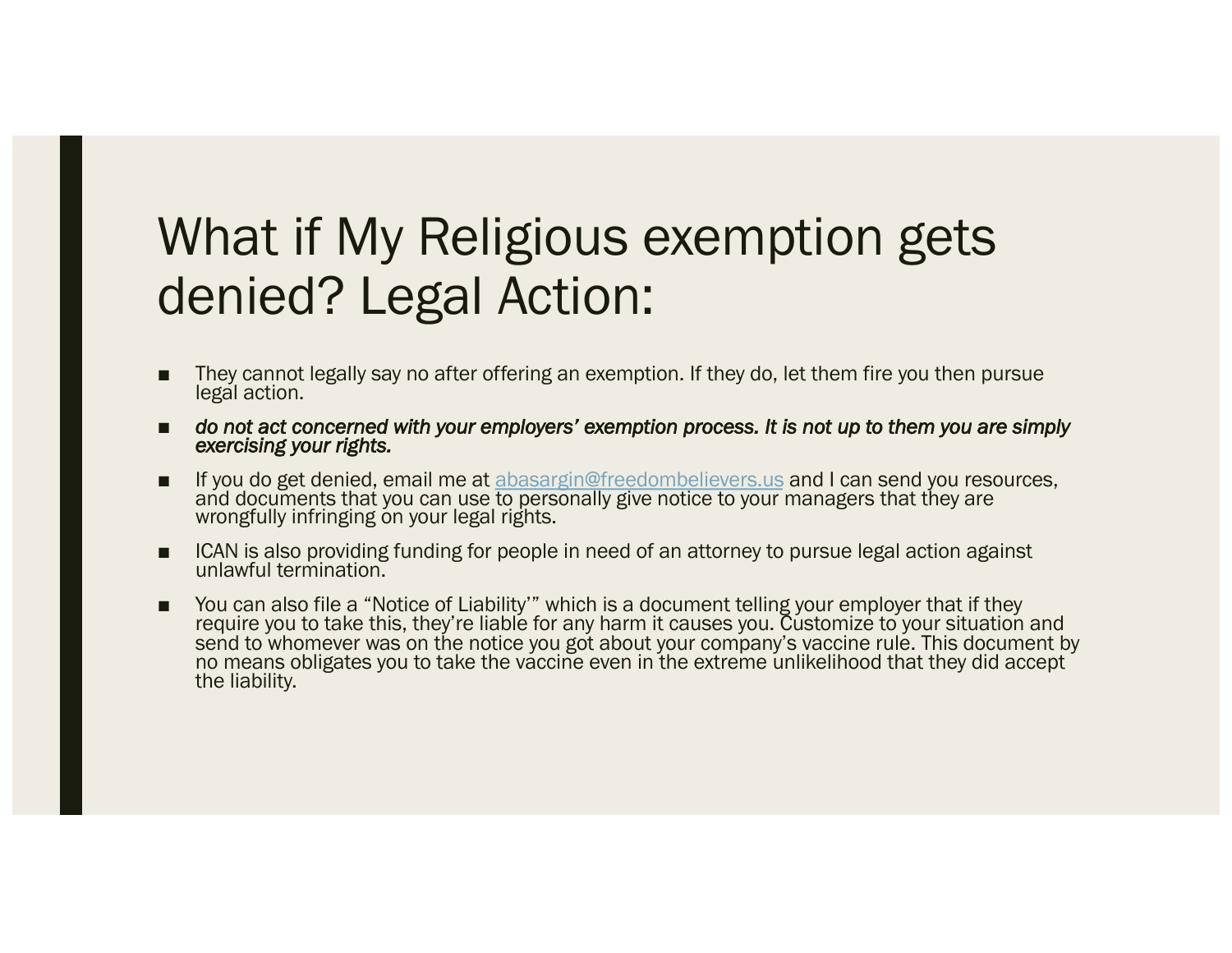# What if My Religious exemption gets denied? Legal Action:

- They cannot legally say no after offering an exemption. If they do, let them fire you then pursue legal action.
- ***do not act concerned with your employers' exemption process. It is not up to them you are simply exercising your rights.***
- If you do get denied, email me at abasargin@freedombelievers.us and I can send you resources, and documents that you can use to personally give notice to your managers that they are wrongfully infringing on your legal rights.
- ICAN is also providing funding for people in need of an attorney to pursue legal action against unlawful termination.
- You can also file a "Notice of Liability'" which is a document telling your employer that if they require you to take this, they're liable for any harm it causes you. Customize to your situation and send to whomever was on the notice you got about your company's vaccine rule. This document by no means obligates you to take the vaccine even in the extreme unlikelihood that they did accept the liability.